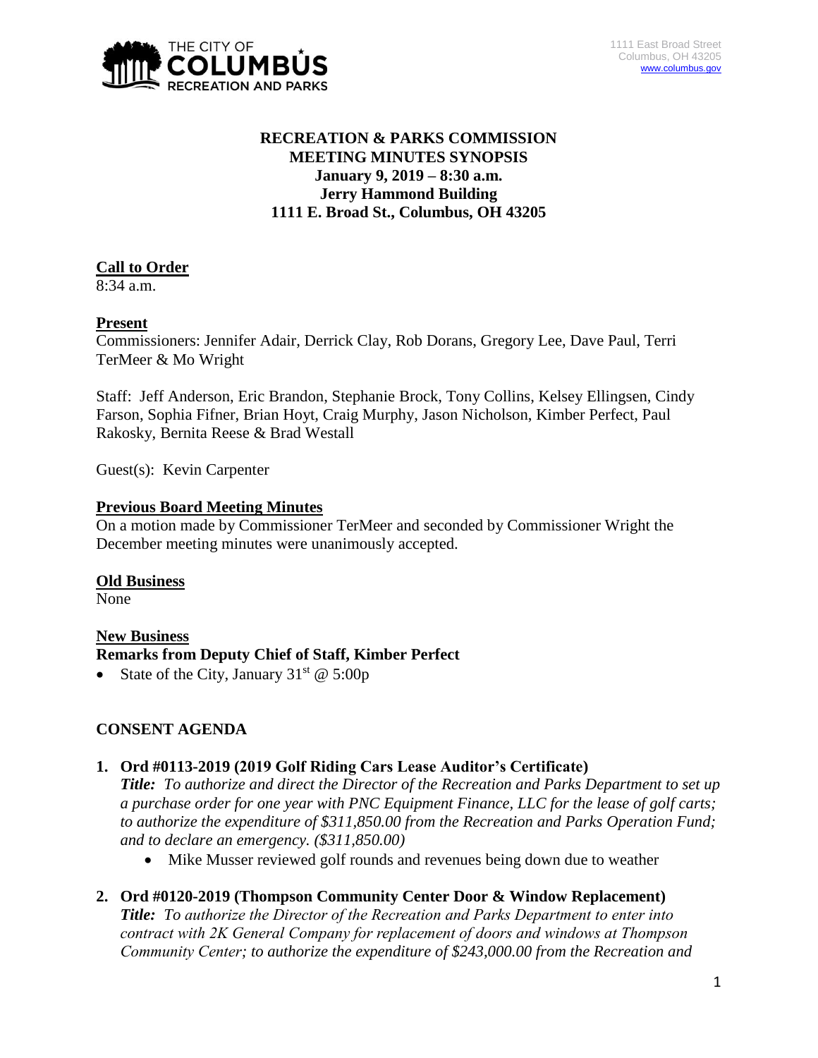1111 East Broad Street
Columbus, OH 43205
www.columbus.gov

**RECREATION & PARKS COMMISSION**
**MEETING MINUTES SYNOPSIS**
**January 9, 2019 – 8:30 a.m.**
**Jerry Hammond Building**
**1111 E. Broad St., Columbus, OH 43205**

**Call to Order**

8:34 a.m.

**Present**

Commissioners: Jennifer Adair, Derrick Clay, Rob Dorans, Gregory Lee, Dave Paul, Terri TerMeer & Mo Wright

Staff: Jeff Anderson, Eric Brandon, Stephanie Brock, Tony Collins, Kelsey Ellingsen, Cindy Farson, Sophia Fifner, Brian Hoyt, Craig Murphy, Jason Nicholson, Kimber Perfect, Paul Rakosky, Bernita Reese & Brad Westall

Guest(s): Kevin Carpenter

**Previous Board Meeting Minutes**

On a motion made by Commissioner TerMeer and seconded by Commissioner Wright the December meeting minutes were unanimously accepted.

**Old Business**

None

**New Business**

**Remarks from Deputy Chief of Staff, Kimber Perfect**

- State of the City, January 31st @ 5:00p

## CONSENT AGENDA

1. **Ord #0113-2019 (2019 Golf Riding Cars Lease Auditor's Certificate)**
   ***Title:*** *To authorize and direct the Director of the Recreation and Parks Department to set up a purchase order for one year with PNC Equipment Finance, LLC for the lease of golf carts; to authorize the expenditure of $311,850.00 from the Recreation and Parks Operation Fund; and to declare an emergency. ($311,850.00)*
   - Mike Musser reviewed golf rounds and revenues being down due to weather

2. **Ord #0120-2019 (Thompson Community Center Door & Window Replacement)**
   ***Title:*** *To authorize the Director of the Recreation and Parks Department to enter into contract with 2K General Company for replacement of doors and windows at Thompson Community Center; to authorize the expenditure of $243,000.00 from the Recreation and*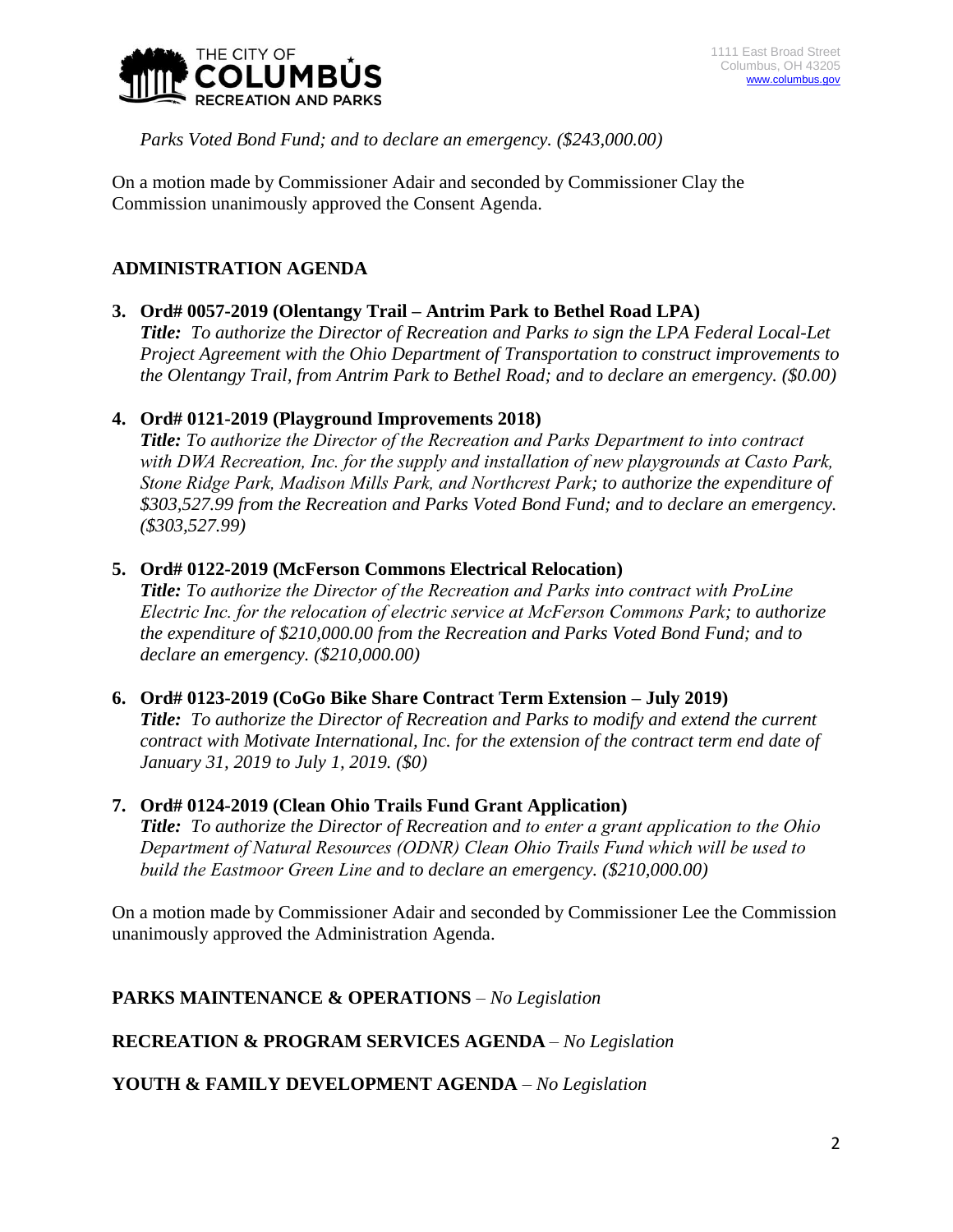*Parks Voted Bond Fund; and to declare an emergency. ($243,000.00)*

On a motion made by Commissioner Adair and seconded by Commissioner Clay the Commission unanimously approved the Consent Agenda.

## ADMINISTRATION AGENDA

3. **Ord# 0057-2019 (Olentangy Trail – Antrim Park to Bethel Road LPA)**
   ***Title:*** *To authorize the Director of Recreation and Parks to sign the LPA Federal Local-Let Project Agreement with the Ohio Department of Transportation to construct improvements to the Olentangy Trail, from Antrim Park to Bethel Road; and to declare an emergency. ($0.00)*

4. **Ord# 0121-2019 (Playground Improvements 2018)**
   ***Title:*** *To authorize the Director of the Recreation and Parks Department to into contract with DWA Recreation, Inc. for the supply and installation of new playgrounds at Casto Park, Stone Ridge Park, Madison Mills Park, and Northcrest Park; to authorize the expenditure of $303,527.99 from the Recreation and Parks Voted Bond Fund; and to declare an emergency. ($303,527.99)*

5. **Ord# 0122-2019 (McFerson Commons Electrical Relocation)**
   ***Title:*** *To authorize the Director of the Recreation and Parks into contract with ProLine Electric Inc. for the relocation of electric service at McFerson Commons Park; to authorize the expenditure of $210,000.00 from the Recreation and Parks Voted Bond Fund; and to declare an emergency. ($210,000.00)*

6. **Ord# 0123-2019 (CoGo Bike Share Contract Term Extension – July 2019)**
   ***Title:*** *To authorize the Director of Recreation and Parks to modify and extend the current contract with Motivate International, Inc. for the extension of the contract term end date of January 31, 2019 to July 1, 2019. ($0)*

7. **Ord# 0124-2019 (Clean Ohio Trails Fund Grant Application)**
   ***Title:*** *To authorize the Director of Recreation and to enter a grant application to the Ohio Department of Natural Resources (ODNR) Clean Ohio Trails Fund which will be used to build the Eastmoor Green Line and to declare an emergency. ($210,000.00)*

On a motion made by Commissioner Adair and seconded by Commissioner Lee the Commission unanimously approved the Administration Agenda.

**PARKS MAINTENANCE & OPERATIONS** – *No Legislation*

**RECREATION & PROGRAM SERVICES AGENDA** – *No Legislation*

**YOUTH & FAMILY DEVELOPMENT AGENDA** – *No Legislation*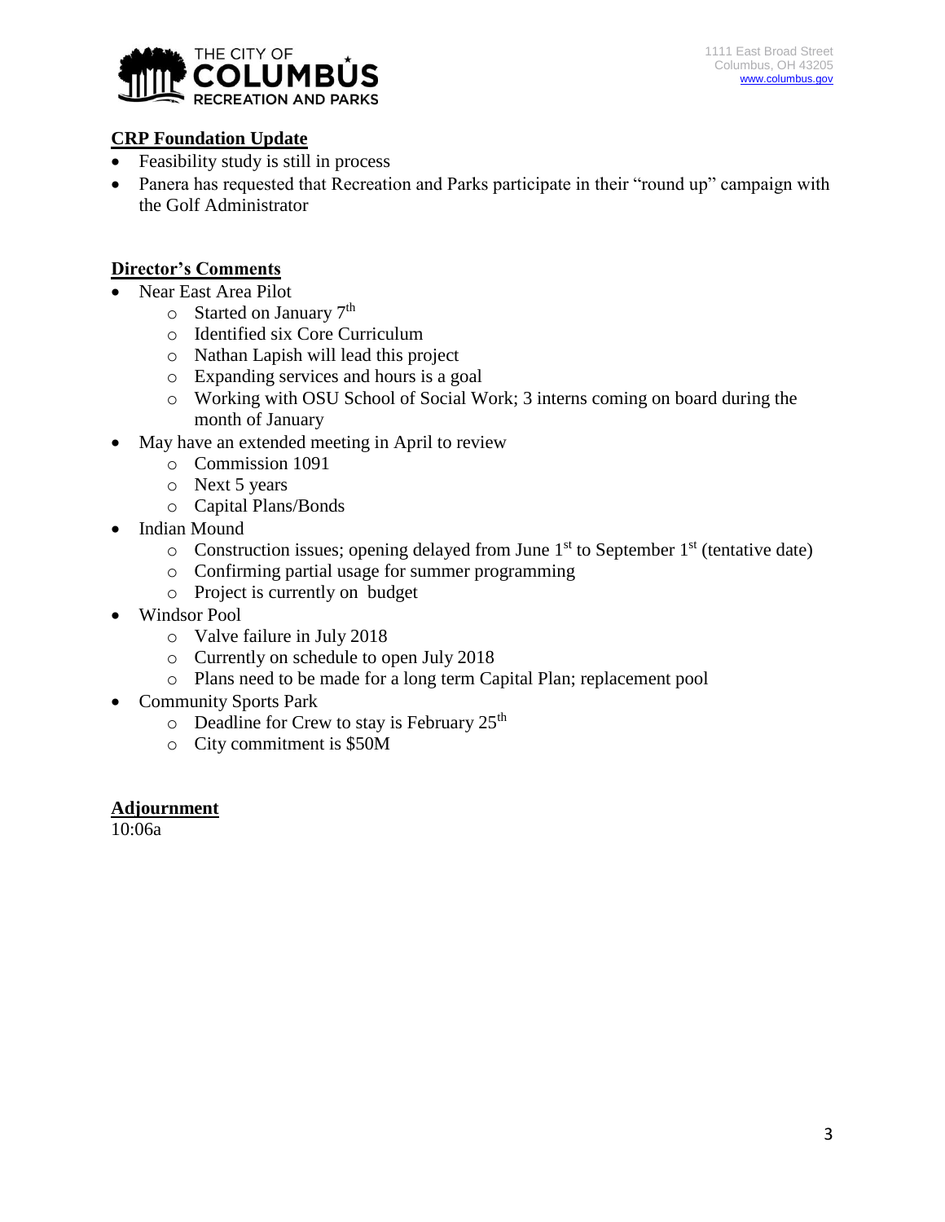**CRP Foundation Update**

- Feasibility study is still in process
- Panera has requested that Recreation and Parks participate in their "round up" campaign with the Golf Administrator

**Director's Comments**

- Near East Area Pilot
  - Started on January 7th
  - Identified six Core Curriculum
  - Nathan Lapish will lead this project
  - Expanding services and hours is a goal
  - Working with OSU School of Social Work; 3 interns coming on board during the month of January
- May have an extended meeting in April to review
  - Commission 1091
  - Next 5 years
  - Capital Plans/Bonds
- Indian Mound
  - Construction issues; opening delayed from June 1st to September 1st (tentative date)
  - Confirming partial usage for summer programming
  - Project is currently on budget
- Windsor Pool
  - Valve failure in July 2018
  - Currently on schedule to open July 2018
  - Plans need to be made for a long term Capital Plan; replacement pool
- Community Sports Park
  - Deadline for Crew to stay is February 25th
  - City commitment is $50M

**Adjournment**

10:06a